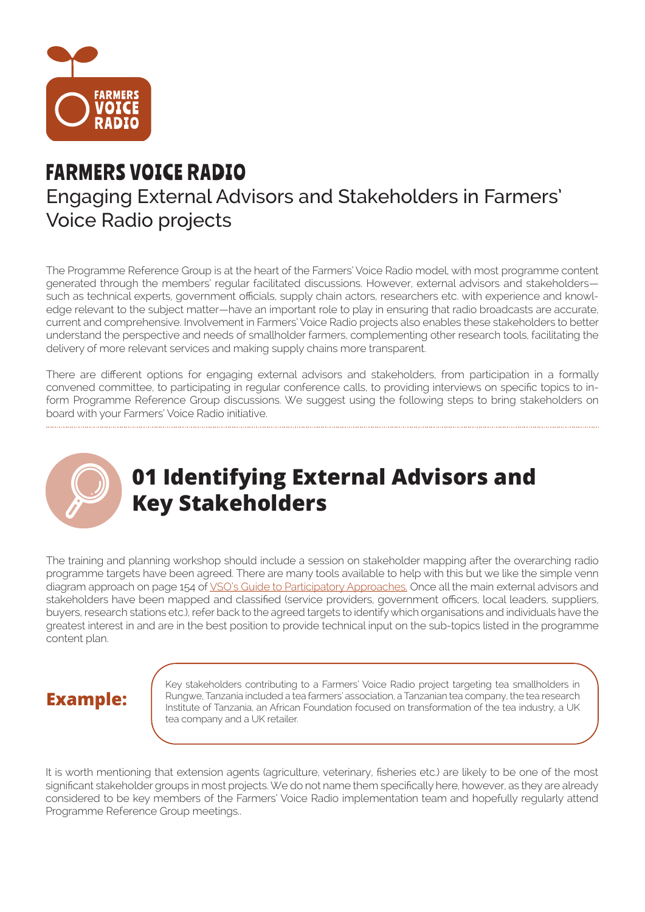# FARMERS VOICE RADIO

## Engaging External Advisors and Stakeholders in Farmers' Voice Radio projects

The Programme Reference Group is at the heart of the Farmers' Voice Radio model, with most programme content generated through the members' regular facilitated discussions. However, external advisors and stakeholders—such as technical experts, government officials, supply chain actors, researchers etc. with experience and knowledge relevant to the subject matter—have an important role to play in ensuring that radio broadcasts are accurate, current and comprehensive. Involvement in Farmers' Voice Radio projects also enables these stakeholders to better understand the perspective and needs of smallholder farmers, complementing other research tools, facilitating the delivery of more relevant services and making supply chains more transparent.

There are different options for engaging external advisors and stakeholders, from participation in a formally convened committee, to participating in regular conference calls, to providing interviews on specific topics to inform Programme Reference Group discussions. We suggest using the following steps to bring stakeholders on board with your Farmers' Voice Radio initiative.

## 01 Identifying External Advisors and Key Stakeholders

The training and planning workshop should include a session on stakeholder mapping after the overarching radio programme targets have been agreed. There are many tools available to help with this but we like the simple venn diagram approach on page 154 of VSO's Guide to Participatory Approaches. Once all the main external advisors and stakeholders have been mapped and classified (service providers, government officers, local leaders, suppliers, buyers, research stations etc.), refer back to the agreed targets to identify which organisations and individuals have the greatest interest in and are in the best position to provide technical input on the sub-topics listed in the programme content plan.

**Example:**

Key stakeholders contributing to a Farmers' Voice Radio project targeting tea smallholders in Rungwe, Tanzania included a tea farmers' association, a Tanzanian tea company, the tea research Institute of Tanzania, an African Foundation focused on transformation of the tea industry, a UK tea company and a UK retailer.

It is worth mentioning that extension agents (agriculture, veterinary, fisheries etc.) are likely to be one of the most significant stakeholder groups in most projects. We do not name them specifically here, however, as they are already considered to be key members of the Farmers' Voice Radio implementation team and hopefully regularly attend Programme Reference Group meetings..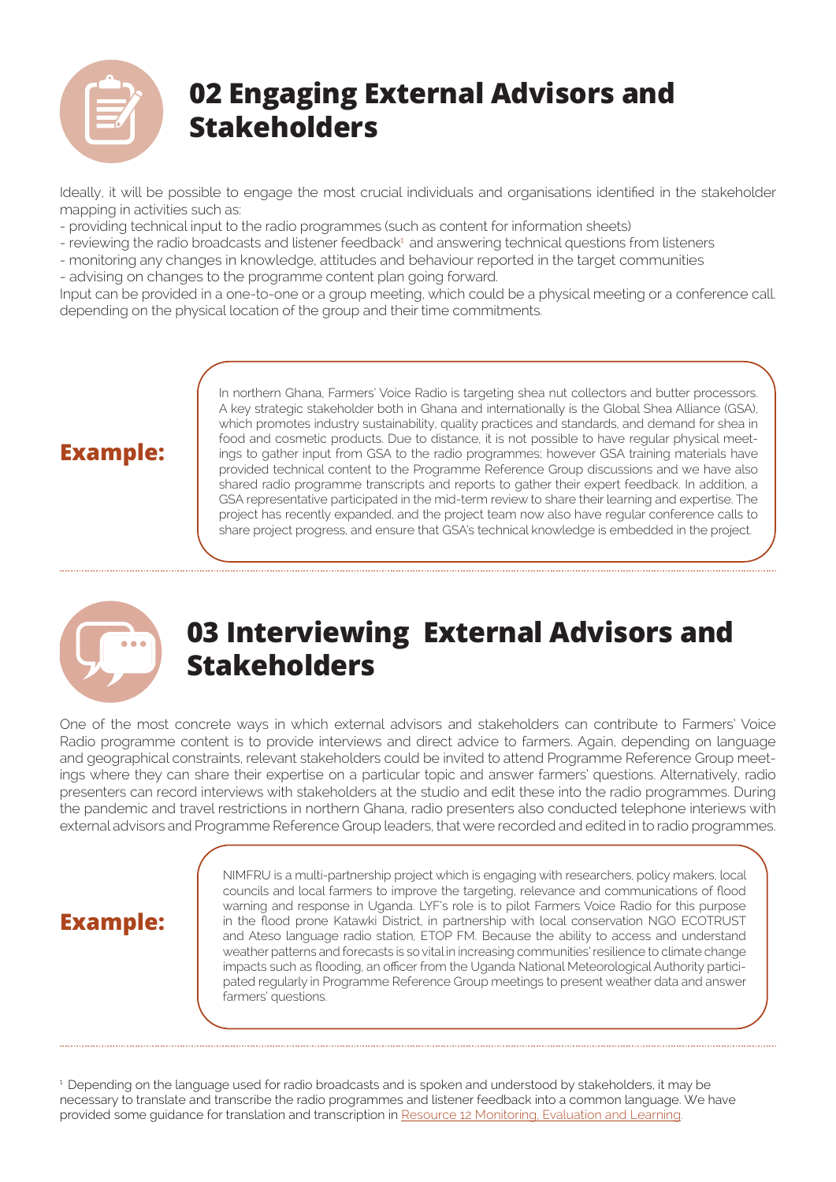## 02 Engaging External Advisors and Stakeholders

Ideally, it will be possible to engage the most crucial individuals and organisations identified in the stakeholder mapping in activities such as:

- providing technical input to the radio programmes (such as content for information sheets)
- reviewing the radio broadcasts and listener feedback[1] and answering technical questions from listeners
- monitoring any changes in knowledge, attitudes and behaviour reported in the target communities
- advising on changes to the programme content plan going forward.

Input can be provided in a one-to-one or a group meeting, which could be a physical meeting or a conference call. depending on the physical location of the group and their time commitments.

**Example:**

In northern Ghana, Farmers' Voice Radio is targeting shea nut collectors and butter processors. A key strategic stakeholder both in Ghana and internationally is the Global Shea Alliance (GSA), which promotes industry sustainability, quality practices and standards, and demand for shea in food and cosmetic products. Due to distance, it is not possible to have regular physical meetings to gather input from GSA to the radio programmes; however GSA training materials have provided technical content to the Programme Reference Group discussions and we have also shared radio programme transcripts and reports to gather their expert feedback. In addition, a GSA representative participated in the mid-term review to share their learning and expertise. The project has recently expanded, and the project team now also have regular conference calls to share project progress, and ensure that GSA's technical knowledge is embedded in the project.

## 03 Interviewing External Advisors and Stakeholders

One of the most concrete ways in which external advisors and stakeholders can contribute to Farmers' Voice Radio programme content is to provide interviews and direct advice to farmers. Again, depending on language and geographical constraints, relevant stakeholders could be invited to attend Programme Reference Group meetings where they can share their expertise on a particular topic and answer farmers' questions. Alternatively, radio presenters can record interviews with stakeholders at the studio and edit these into the radio programmes. During the pandemic and travel restrictions in northern Ghana, radio presenters also conducted telephone interiews with external advisors and Programme Reference Group leaders, that were recorded and edited in to radio programmes.

**Example:**

NIMFRU is a multi-partnership project which is engaging with researchers, policy makers, local councils and local farmers to improve the targeting, relevance and communications of flood warning and response in Uganda. LYF's role is to pilot Farmers Voice Radio for this purpose in the flood prone Katawki District, in partnership with local conservation NGO ECOTRUST and Ateso language radio station, ETOP FM. Because the ability to access and understand weather patterns and forecasts is so vital in increasing communities' resilience to climate change impacts such as flooding, an officer from the Uganda National Meteorological Authority participated regularly in Programme Reference Group meetings to present weather data and answer farmers' questions.

[1] Depending on the language used for radio broadcasts and is spoken and understood by stakeholders, it may be necessary to translate and transcribe the radio programmes and listener feedback into a common language. We have provided some guidance for translation and transcription in Resource 12 Monitoring, Evaluation and Learning.